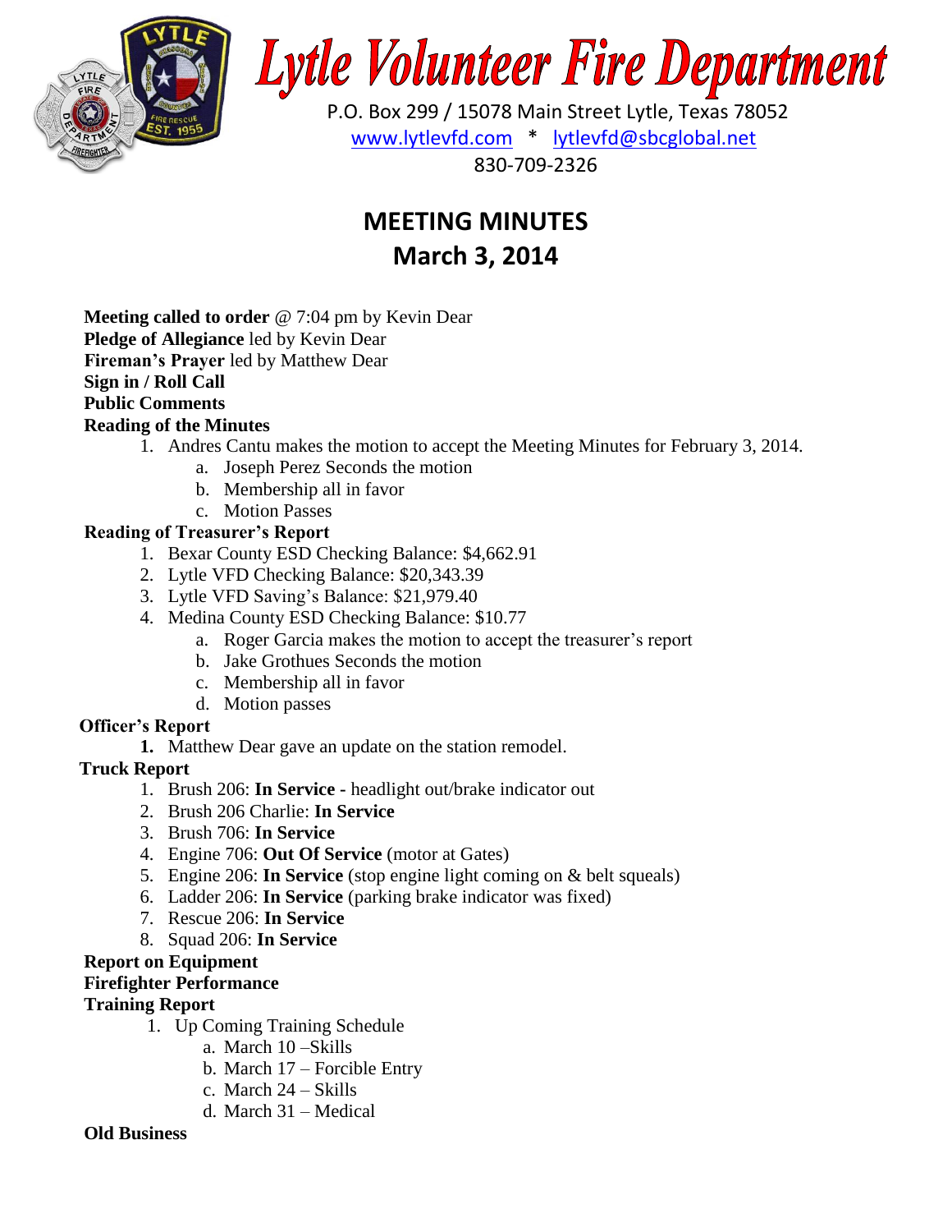# Lytle Volunteer Fire Department

P.O. Box 299 / 15078 Main Street Lytle, Texas 78052
www.lytlevfd.com * lytlevfd@sbcglobal.net
830-709-2326

## MEETING MINUTES
## March 3, 2014

**Meeting called to order** @ 7:04 pm by Kevin Dear
**Pledge of Allegiance** led by Kevin Dear
**Fireman's Prayer** led by Matthew Dear
**Sign in / Roll Call**
**Public Comments**
**Reading of the Minutes**

1. Andres Cantu makes the motion to accept the Meeting Minutes for February 3, 2014.
   a. Joseph Perez Seconds the motion
   b. Membership all in favor
   c. Motion Passes

**Reading of Treasurer's Report**

1. Bexar County ESD Checking Balance: $4,662.91
2. Lytle VFD Checking Balance: $20,343.39
3. Lytle VFD Saving's Balance: $21,979.40
4. Medina County ESD Checking Balance: $10.77
   a. Roger Garcia makes the motion to accept the treasurer's report
   b. Jake Grothues Seconds the motion
   c. Membership all in favor
   d. Motion passes

**Officer's Report**

1. Matthew Dear gave an update on the station remodel.

**Truck Report**

1. Brush 206: **In Service -** headlight out/brake indicator out
2. Brush 206 Charlie: **In Service**
3. Brush 706: **In Service**
4. Engine 706: **Out Of Service** (motor at Gates)
5. Engine 206: **In Service** (stop engine light coming on & belt squeals)
6. Ladder 206: **In Service** (parking brake indicator was fixed)
7. Rescue 206: **In Service**
8. Squad 206: **In Service**

**Report on Equipment**
**Firefighter Performance**
**Training Report**

1. Up Coming Training Schedule
   a. March 10 –Skills
   b. March 17 – Forcible Entry
   c. March 24 – Skills
   d. March 31 – Medical

**Old Business**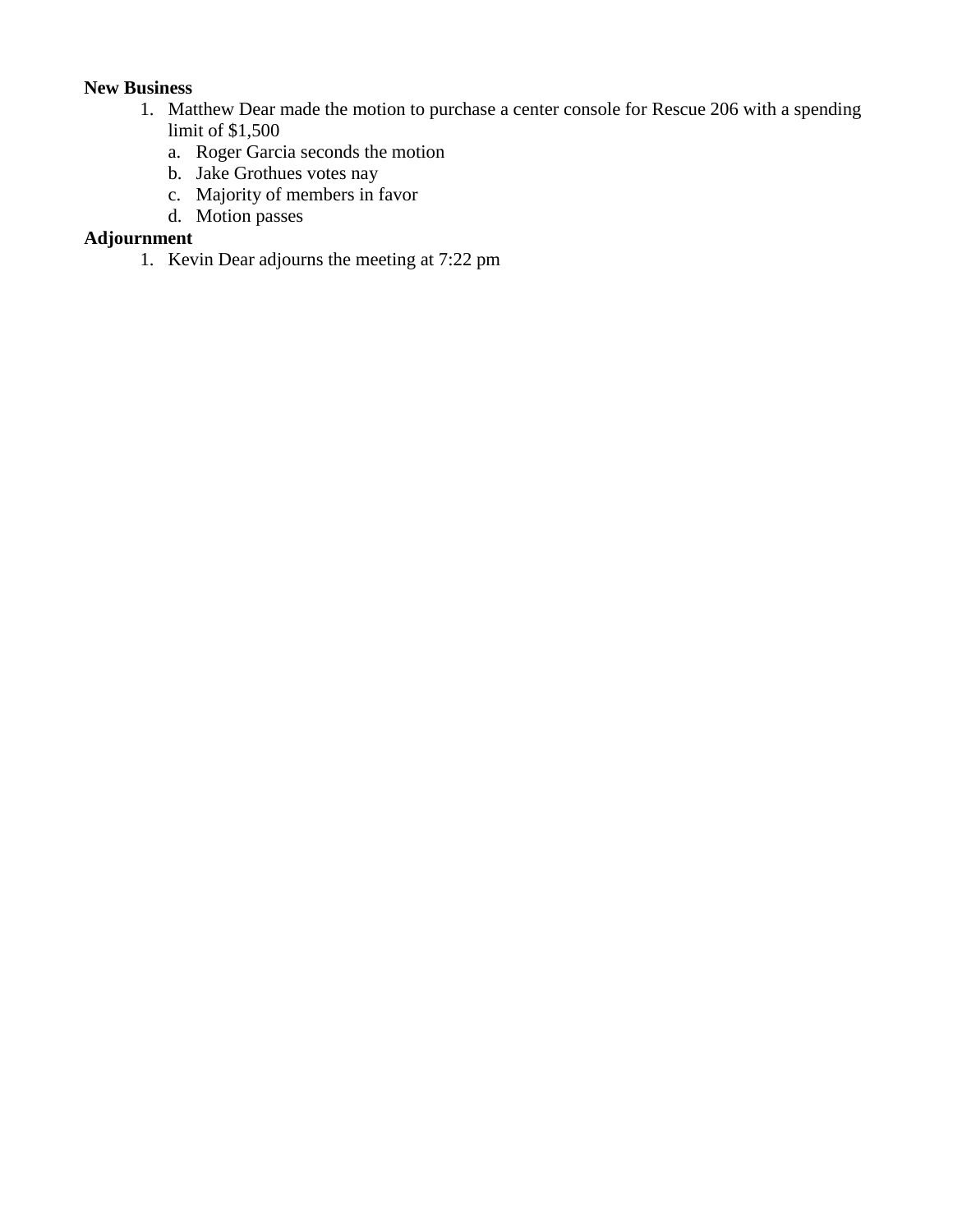**New Business**

1. Matthew Dear made the motion to purchase a center console for Rescue 206 with a spending limit of $1,500
   a. Roger Garcia seconds the motion
   b. Jake Grothues votes nay
   c. Majority of members in favor
   d. Motion passes

**Adjournment**

1. Kevin Dear adjourns the meeting at 7:22 pm